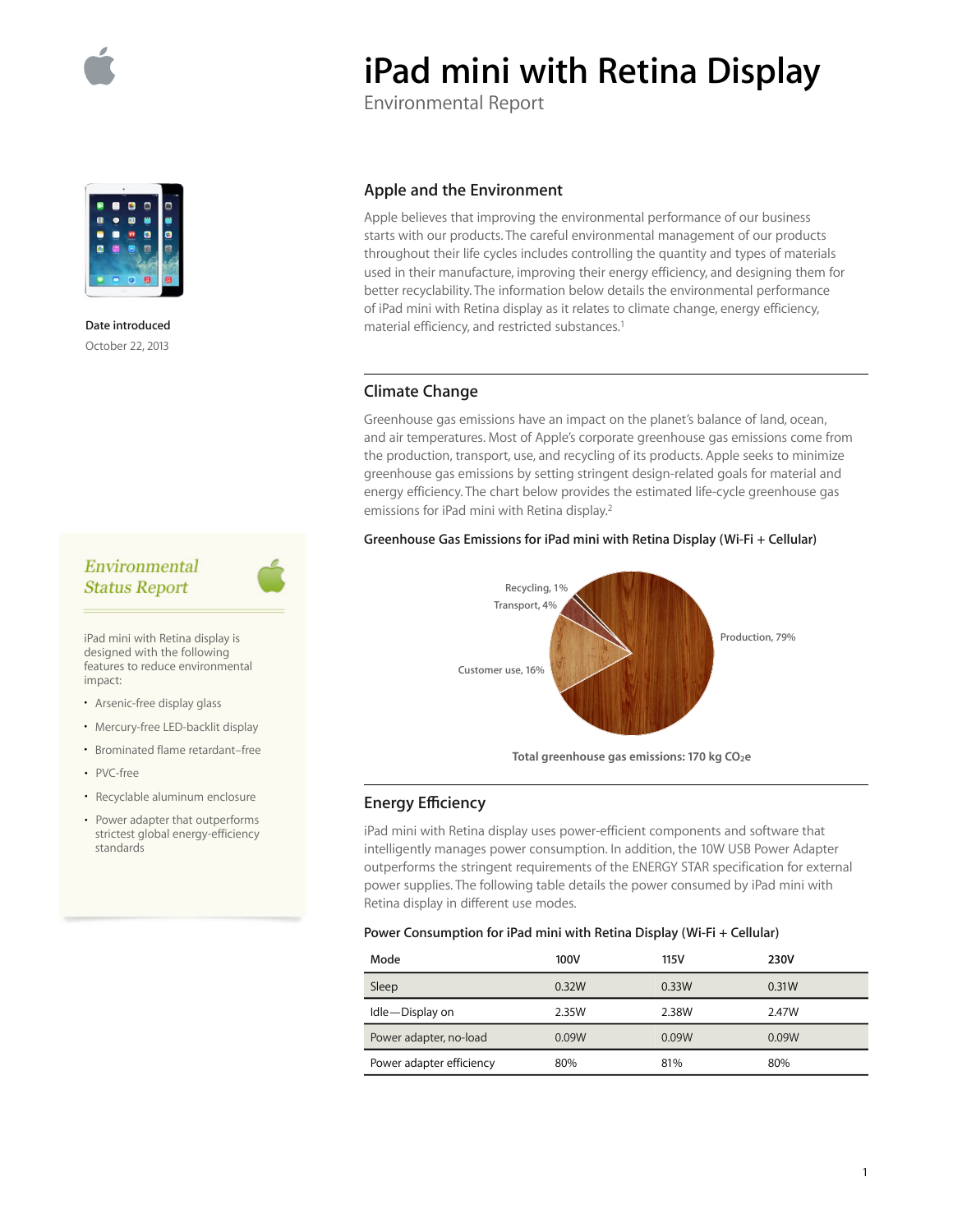# iPad mini with Retina Display

Environmental Report

**Date introduced**

October 22, 2013

## Apple and the Environment

Apple believes that improving the environmental performance of our business starts with our products. The careful environmental management of our products throughout their life cycles includes controlling the quantity and types of materials used in their manufacture, improving their energy efficiency, and designing them for better recyclability. The information below details the environmental performance of iPad mini with Retina display as it relates to climate change, energy efficiency, material efficiency, and restricted substances.[1]

### *Environmental Status Report*

iPad mini with Retina display is designed with the following features to reduce environmental impact:

- Arsenic-free display glass
- Mercury-free LED-backlit display
- Brominated flame retardant–free
- PVC-free
- Recyclable aluminum enclosure
- Power adapter that outperforms strictest global energy-efficiency standards

## Climate Change

Greenhouse gas emissions have an impact on the planet's balance of land, ocean, and air temperatures. Most of Apple's corporate greenhouse gas emissions come from the production, transport, use, and recycling of its products. Apple seeks to minimize greenhouse gas emissions by setting stringent design-related goals for material and energy efficiency. The chart below provides the estimated life-cycle greenhouse gas emissions for iPad mini with Retina display.[2]

**Greenhouse Gas Emissions for iPad mini with Retina Display (Wi-Fi + Cellular)**

- Production, 79%
- Customer use, 16%
- Transport, 4%
- Recycling, 1%

**Total greenhouse gas emissions: 170 kg $CO_2e$**

## Energy Efficiency

iPad mini with Retina display uses power-efficient components and software that intelligently manages power consumption. In addition, the 10W USB Power Adapter outperforms the stringent requirements of the ENERGY STAR specification for external power supplies. The following table details the power consumed by iPad mini with Retina display in different use modes.

**Power Consumption for iPad mini with Retina Display (Wi-Fi + Cellular)**

| Mode | 100V | 115V | 230V |
|---|---|---|---|
| Sleep | 0.32W | 0.33W | 0.31W |
| Idle—Display on | 2.35W | 2.38W | 2.47W |
| Power adapter, no-load | 0.09W | 0.09W | 0.09W |
| Power adapter efficiency | 80% | 81% | 80% |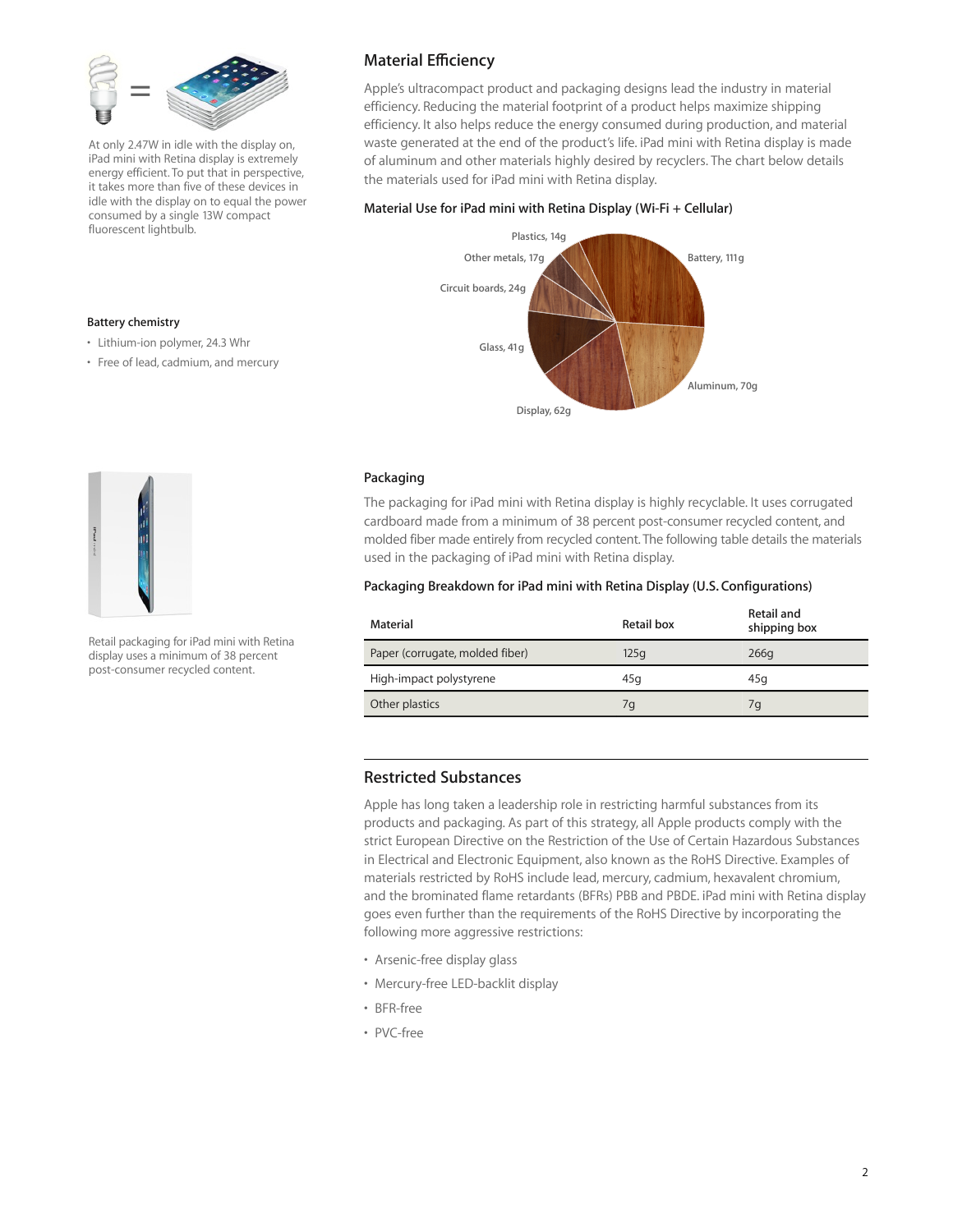At only 2.47W in idle with the display on, iPad mini with Retina display is extremely energy efficient. To put that in perspective, it takes more than five of these devices in idle with the display on to equal the power consumed by a single 13W compact fluorescent lightbulb.

**Battery chemistry**

- Lithium-ion polymer, 24.3 Whr
- Free of lead, cadmium, and mercury

## Material Efficiency

Apple's ultracompact product and packaging designs lead the industry in material efficiency. Reducing the material footprint of a product helps maximize shipping efficiency. It also helps reduce the energy consumed during production, and material waste generated at the end of the product's life. iPad mini with Retina display is made of aluminum and other materials highly desired by recyclers. The chart below details the materials used for iPad mini with Retina display.

### Material Use for iPad mini with Retina Display (Wi-Fi + Cellular)

| Material | Weight |
|---|---|
| Battery | 111g |
| Aluminum | 70g |
| Display | 62g |
| Glass | 41g |
| Circuit boards | 24g |
| Other metals | 17g |
| Plastics | 14g |

### Packaging

The packaging for iPad mini with Retina display is highly recyclable. It uses corrugated cardboard made from a minimum of 38 percent post-consumer recycled content, and molded fiber made entirely from recycled content. The following table details the materials used in the packaging of iPad mini with Retina display.

Retail packaging for iPad mini with Retina display uses a minimum of 38 percent post-consumer recycled content.

### Packaging Breakdown for iPad mini with Retina Display (U.S. Configurations)

| Material | Retail box | Retail and shipping box |
|---|---|---|
| Paper (corrugate, molded fiber) | 125g | 266g |
| High-impact polystyrene | 45g | 45g |
| Other plastics | 7g | 7g |

## Restricted Substances

Apple has long taken a leadership role in restricting harmful substances from its products and packaging. As part of this strategy, all Apple products comply with the strict European Directive on the Restriction of the Use of Certain Hazardous Substances in Electrical and Electronic Equipment, also known as the RoHS Directive. Examples of materials restricted by RoHS include lead, mercury, cadmium, hexavalent chromium, and the brominated flame retardants (BFRs) PBB and PBDE. iPad mini with Retina display goes even further than the requirements of the RoHS Directive by incorporating the following more aggressive restrictions:

- Arsenic-free display glass
- Mercury-free LED-backlit display
- BFR-free
- PVC-free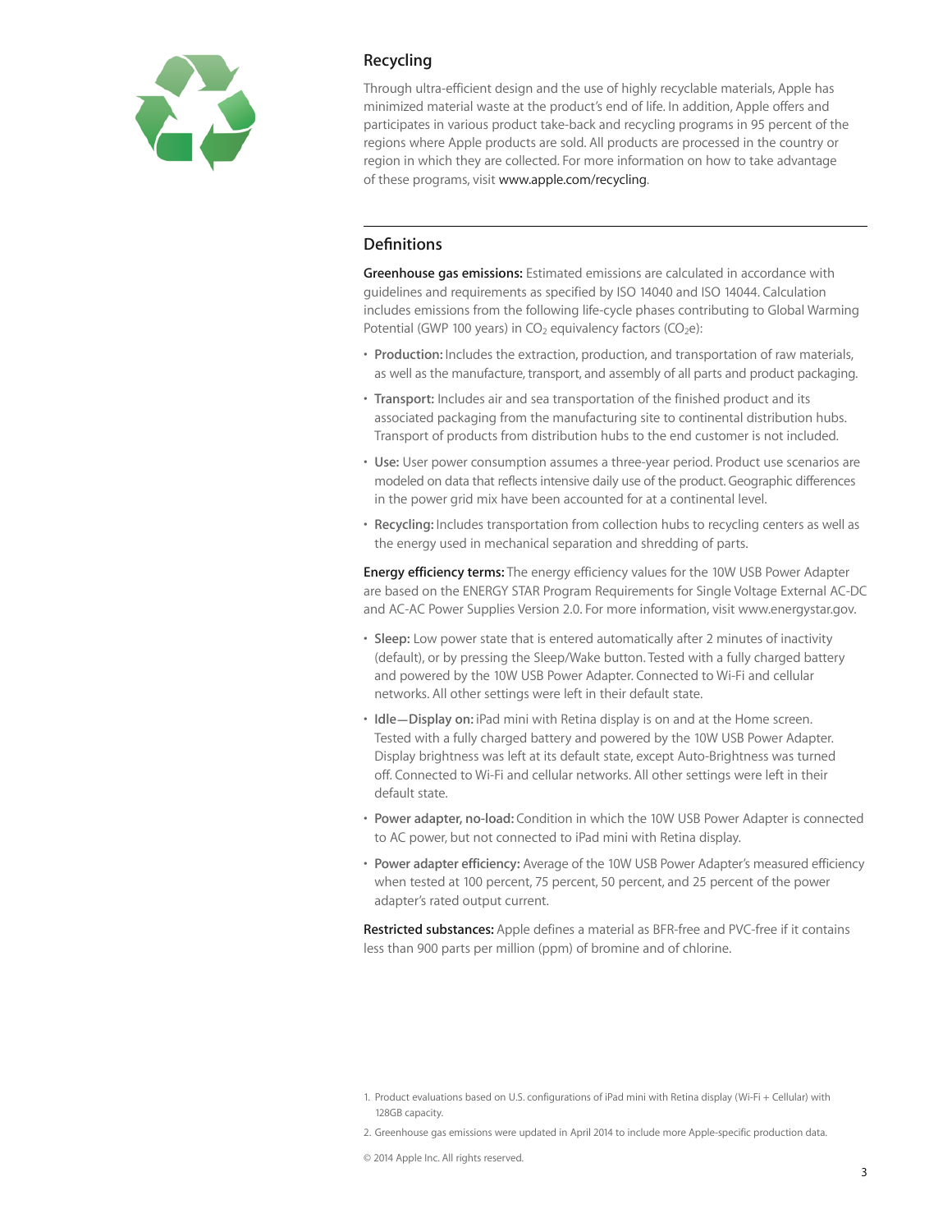## Recycling

Through ultra-efficient design and the use of highly recyclable materials, Apple has minimized material waste at the product's end of life. In addition, Apple offers and participates in various product take-back and recycling programs in 95 percent of the regions where Apple products are sold. All products are processed in the country or region in which they are collected. For more information on how to take advantage of these programs, visit www.apple.com/recycling.

## Definitions

**Greenhouse gas emissions:** Estimated emissions are calculated in accordance with guidelines and requirements as specified by ISO 14040 and ISO 14044. Calculation includes emissions from the following life-cycle phases contributing to Global Warming Potential (GWP 100 years) in $CO_2$ equivalency factors ($CO_2e$):

- **Production:** Includes the extraction, production, and transportation of raw materials, as well as the manufacture, transport, and assembly of all parts and product packaging.
- **Transport:** Includes air and sea transportation of the finished product and its associated packaging from the manufacturing site to continental distribution hubs. Transport of products from distribution hubs to the end customer is not included.
- **Use:** User power consumption assumes a three-year period. Product use scenarios are modeled on data that reflects intensive daily use of the product. Geographic differences in the power grid mix have been accounted for at a continental level.
- **Recycling:** Includes transportation from collection hubs to recycling centers as well as the energy used in mechanical separation and shredding of parts.

**Energy efficiency terms:** The energy efficiency values for the 10W USB Power Adapter are based on the ENERGY STAR Program Requirements for Single Voltage External AC-DC and AC-AC Power Supplies Version 2.0. For more information, visit www.energystar.gov.

- **Sleep:** Low power state that is entered automatically after 2 minutes of inactivity (default), or by pressing the Sleep/Wake button. Tested with a fully charged battery and powered by the 10W USB Power Adapter. Connected to Wi-Fi and cellular networks. All other settings were left in their default state.
- **Idle—Display on:** iPad mini with Retina display is on and at the Home screen. Tested with a fully charged battery and powered by the 10W USB Power Adapter. Display brightness was left at its default state, except Auto-Brightness was turned off. Connected to Wi-Fi and cellular networks. All other settings were left in their default state.
- **Power adapter, no-load:** Condition in which the 10W USB Power Adapter is connected to AC power, but not connected to iPad mini with Retina display.
- **Power adapter efficiency:** Average of the 10W USB Power Adapter's measured efficiency when tested at 100 percent, 75 percent, 50 percent, and 25 percent of the power adapter's rated output current.

**Restricted substances:** Apple defines a material as BFR-free and PVC-free if it contains less than 900 parts per million (ppm) of bromine and of chlorine.

1. Product evaluations based on U.S. configurations of iPad mini with Retina display (Wi-Fi + Cellular) with 128GB capacity.
2. Greenhouse gas emissions were updated in April 2014 to include more Apple-specific production data.

© 2014 Apple Inc. All rights reserved.